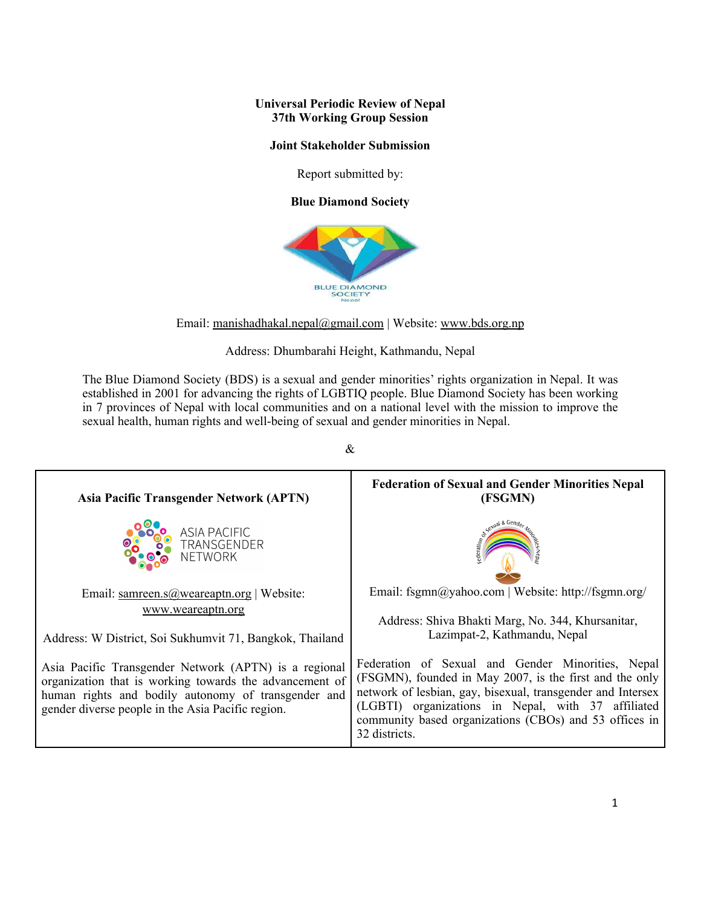**Universal Periodic Review of Nepal**
**37th Working Group Session**

**Joint Stakeholder Submission**

Report submitted by:

**Blue Diamond Society**

Email: manishadhakal.nepal@gmail.com | Website: www.bds.org.np

Address: Dhumbarahi Height, Kathmandu, Nepal

The Blue Diamond Society (BDS) is a sexual and gender minorities' rights organization in Nepal. It was established in 2001 for advancing the rights of LGBTIQ people. Blue Diamond Society has been working in 7 provinces of Nepal with local communities and on a national level with the mission to improve the sexual health, human rights and well-being of sexual and gender minorities in Nepal.

&

**Asia Pacific Transgender Network (APTN)**

Email: samreen.s@weareaptn.org | Website: www.weareaptn.org

Address: W District, Soi Sukhumvit 71, Bangkok, Thailand

Asia Pacific Transgender Network (APTN) is a regional organization that is working towards the advancement of human rights and bodily autonomy of transgender and gender diverse people in the Asia Pacific region.

**Federation of Sexual and Gender Minorities Nepal (FSGMN)**

Email: fsgmn@yahoo.com | Website: http://fsgmn.org/

Address: Shiva Bhakti Marg, No. 344, Khursanitar, Lazimpat-2, Kathmandu, Nepal

Federation of Sexual and Gender Minorities, Nepal (FSGMN), founded in May 2007, is the first and the only network of lesbian, gay, bisexual, transgender and Intersex (LGBTI) organizations in Nepal, with 37 affiliated community based organizations (CBOs) and 53 offices in 32 districts.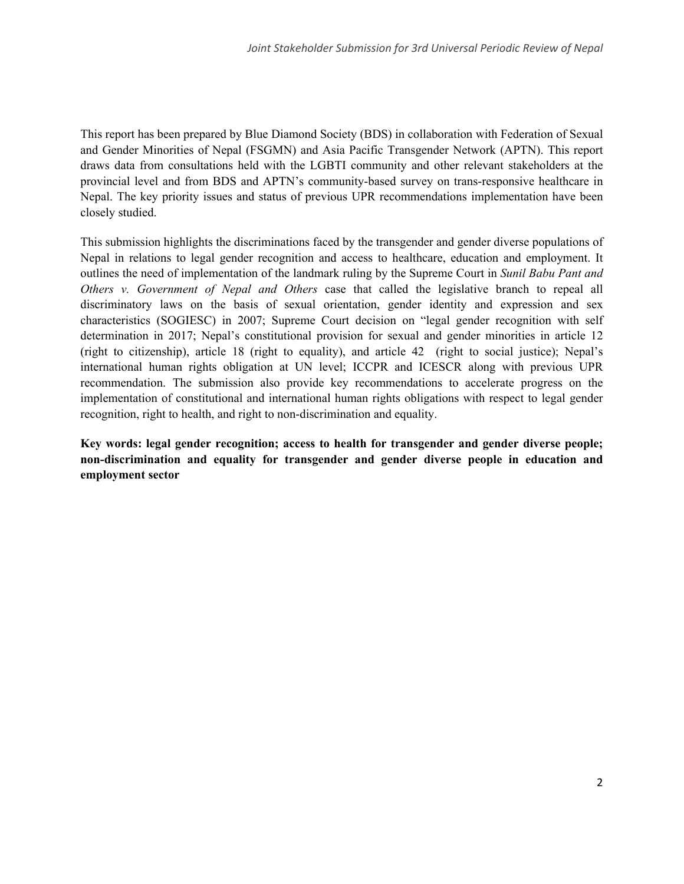This report has been prepared by Blue Diamond Society (BDS) in collaboration with Federation of Sexual and Gender Minorities of Nepal (FSGMN) and Asia Pacific Transgender Network (APTN). This report draws data from consultations held with the LGBTI community and other relevant stakeholders at the provincial level and from BDS and APTN's community-based survey on trans-responsive healthcare in Nepal. The key priority issues and status of previous UPR recommendations implementation have been closely studied.

This submission highlights the discriminations faced by the transgender and gender diverse populations of Nepal in relations to legal gender recognition and access to healthcare, education and employment. It outlines the need of implementation of the landmark ruling by the Supreme Court in *Sunil Babu Pant and Others v. Government of Nepal and Others* case that called the legislative branch to repeal all discriminatory laws on the basis of sexual orientation, gender identity and expression and sex characteristics (SOGIESC) in 2007; Supreme Court decision on "legal gender recognition with self determination in 2017; Nepal's constitutional provision for sexual and gender minorities in article 12 (right to citizenship), article 18 (right to equality), and article 42 (right to social justice); Nepal's international human rights obligation at UN level; ICCPR and ICESCR along with previous UPR recommendation. The submission also provide key recommendations to accelerate progress on the implementation of constitutional and international human rights obligations with respect to legal gender recognition, right to health, and right to non-discrimination and equality.

**Key words: legal gender recognition; access to health for transgender and gender diverse people; non-discrimination and equality for transgender and gender diverse people in education and employment sector**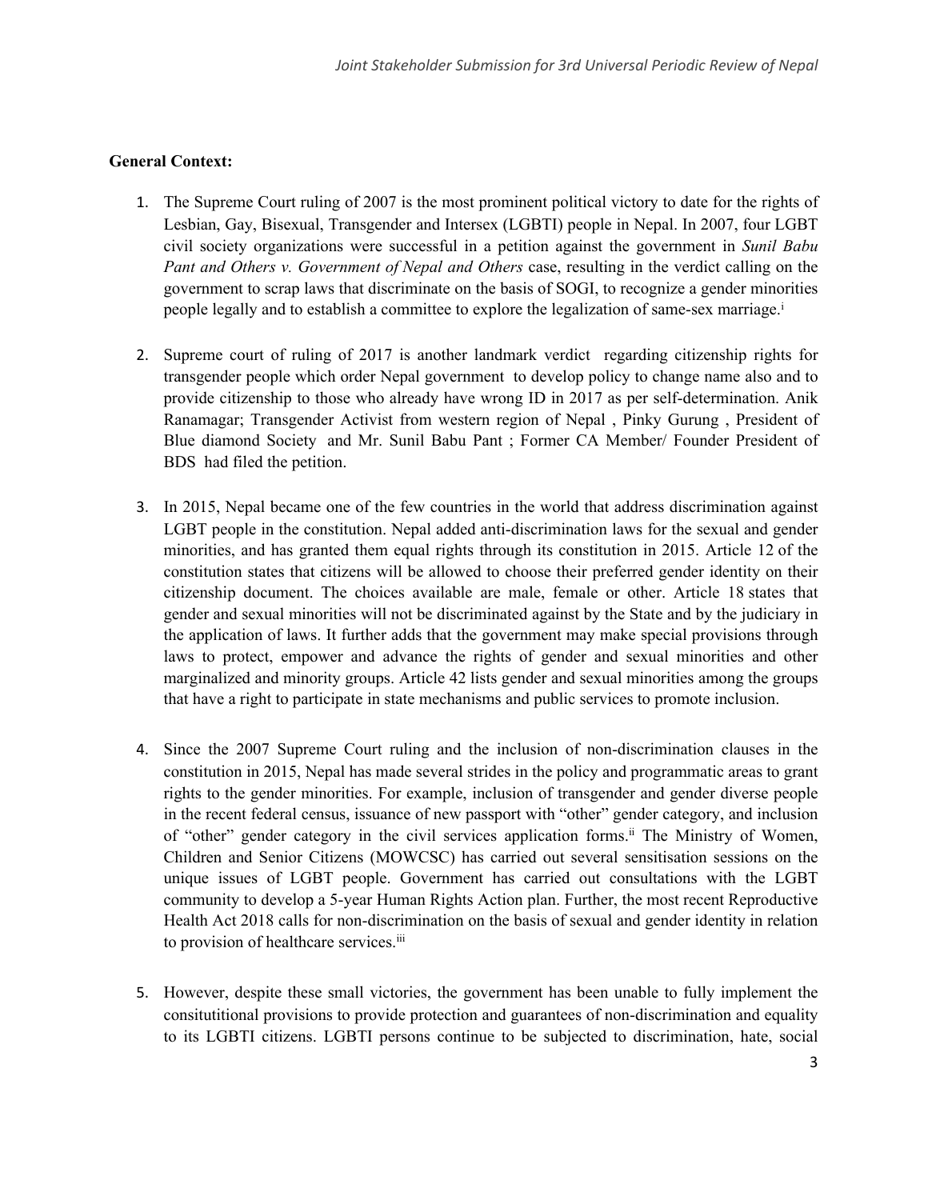**General Context:**

1. The Supreme Court ruling of 2007 is the most prominent political victory to date for the rights of Lesbian, Gay, Bisexual, Transgender and Intersex (LGBTI) people in Nepal. In 2007, four LGBT civil society organizations were successful in a petition against the government in *Sunil Babu Pant and Others v. Government of Nepal and Others* case, resulting in the verdict calling on the government to scrap laws that discriminate on the basis of SOGI, to recognize a gender minorities people legally and to establish a committee to explore the legalization of same-sex marriage.[i]

2. Supreme court of ruling of 2017 is another landmark verdict regarding citizenship rights for transgender people which order Nepal government to develop policy to change name also and to provide citizenship to those who already have wrong ID in 2017 as per self-determination. Anik Ranamagar; Transgender Activist from western region of Nepal , Pinky Gurung , President of Blue diamond Society and Mr. Sunil Babu Pant ; Former CA Member/ Founder President of BDS had filed the petition.

3. In 2015, Nepal became one of the few countries in the world that address discrimination against LGBT people in the constitution. Nepal added anti-discrimination laws for the sexual and gender minorities, and has granted them equal rights through its constitution in 2015. Article 12 of the constitution states that citizens will be allowed to choose their preferred gender identity on their citizenship document. The choices available are male, female or other. Article 18 states that gender and sexual minorities will not be discriminated against by the State and by the judiciary in the application of laws. It further adds that the government may make special provisions through laws to protect, empower and advance the rights of gender and sexual minorities and other marginalized and minority groups. Article 42 lists gender and sexual minorities among the groups that have a right to participate in state mechanisms and public services to promote inclusion.

4. Since the 2007 Supreme Court ruling and the inclusion of non-discrimination clauses in the constitution in 2015, Nepal has made several strides in the policy and programmatic areas to grant rights to the gender minorities. For example, inclusion of transgender and gender diverse people in the recent federal census, issuance of new passport with "other" gender category, and inclusion of "other" gender category in the civil services application forms.[ii] The Ministry of Women, Children and Senior Citizens (MOWCSC) has carried out several sensitisation sessions on the unique issues of LGBT people. Government has carried out consultations with the LGBT community to develop a 5-year Human Rights Action plan. Further, the most recent Reproductive Health Act 2018 calls for non-discrimination on the basis of sexual and gender identity in relation to provision of healthcare services.[iii]

5. However, despite these small victories, the government has been unable to fully implement the consitutitional provisions to provide protection and guarantees of non-discrimination and equality to its LGBTI citizens. LGBTI persons continue to be subjected to discrimination, hate, social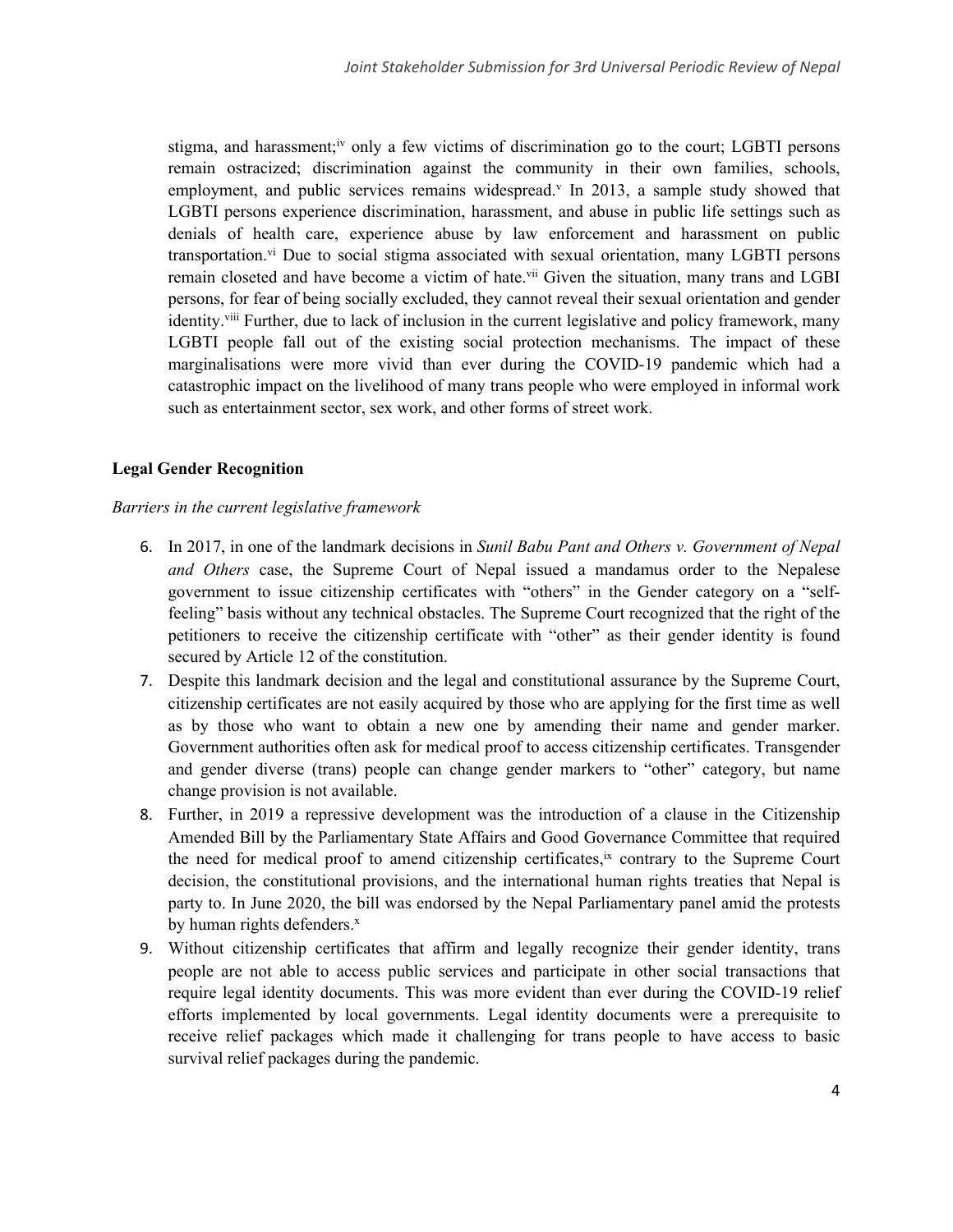stigma, and harassment;[iv] only a few victims of discrimination go to the court; LGBTI persons remain ostracized; discrimination against the community in their own families, schools, employment, and public services remains widespread.[v] In 2013, a sample study showed that LGBTI persons experience discrimination, harassment, and abuse in public life settings such as denials of health care, experience abuse by law enforcement and harassment on public transportation.[vi] Due to social stigma associated with sexual orientation, many LGBTI persons remain closeted and have become a victim of hate.[vii] Given the situation, many trans and LGBI persons, for fear of being socially excluded, they cannot reveal their sexual orientation and gender identity.[viii] Further, due to lack of inclusion in the current legislative and policy framework, many LGBTI people fall out of the existing social protection mechanisms. The impact of these marginalisations were more vivid than ever during the COVID-19 pandemic which had a catastrophic impact on the livelihood of many trans people who were employed in informal work such as entertainment sector, sex work, and other forms of street work.

**Legal Gender Recognition**

*Barriers in the current legislative framework*

6. In 2017, in one of the landmark decisions in *Sunil Babu Pant and Others v. Government of Nepal and Others* case, the Supreme Court of Nepal issued a mandamus order to the Nepalese government to issue citizenship certificates with "others" in the Gender category on a "self-feeling" basis without any technical obstacles. The Supreme Court recognized that the right of the petitioners to receive the citizenship certificate with "other" as their gender identity is found secured by Article 12 of the constitution.
7. Despite this landmark decision and the legal and constitutional assurance by the Supreme Court, citizenship certificates are not easily acquired by those who are applying for the first time as well as by those who want to obtain a new one by amending their name and gender marker. Government authorities often ask for medical proof to access citizenship certificates. Transgender and gender diverse (trans) people can change gender markers to "other" category, but name change provision is not available.
8. Further, in 2019 a repressive development was the introduction of a clause in the Citizenship Amended Bill by the Parliamentary State Affairs and Good Governance Committee that required the need for medical proof to amend citizenship certificates,[ix] contrary to the Supreme Court decision, the constitutional provisions, and the international human rights treaties that Nepal is party to. In June 2020, the bill was endorsed by the Nepal Parliamentary panel amid the protests by human rights defenders.[x]
9. Without citizenship certificates that affirm and legally recognize their gender identity, trans people are not able to access public services and participate in other social transactions that require legal identity documents. This was more evident than ever during the COVID-19 relief efforts implemented by local governments. Legal identity documents were a prerequisite to receive relief packages which made it challenging for trans people to have access to basic survival relief packages during the pandemic.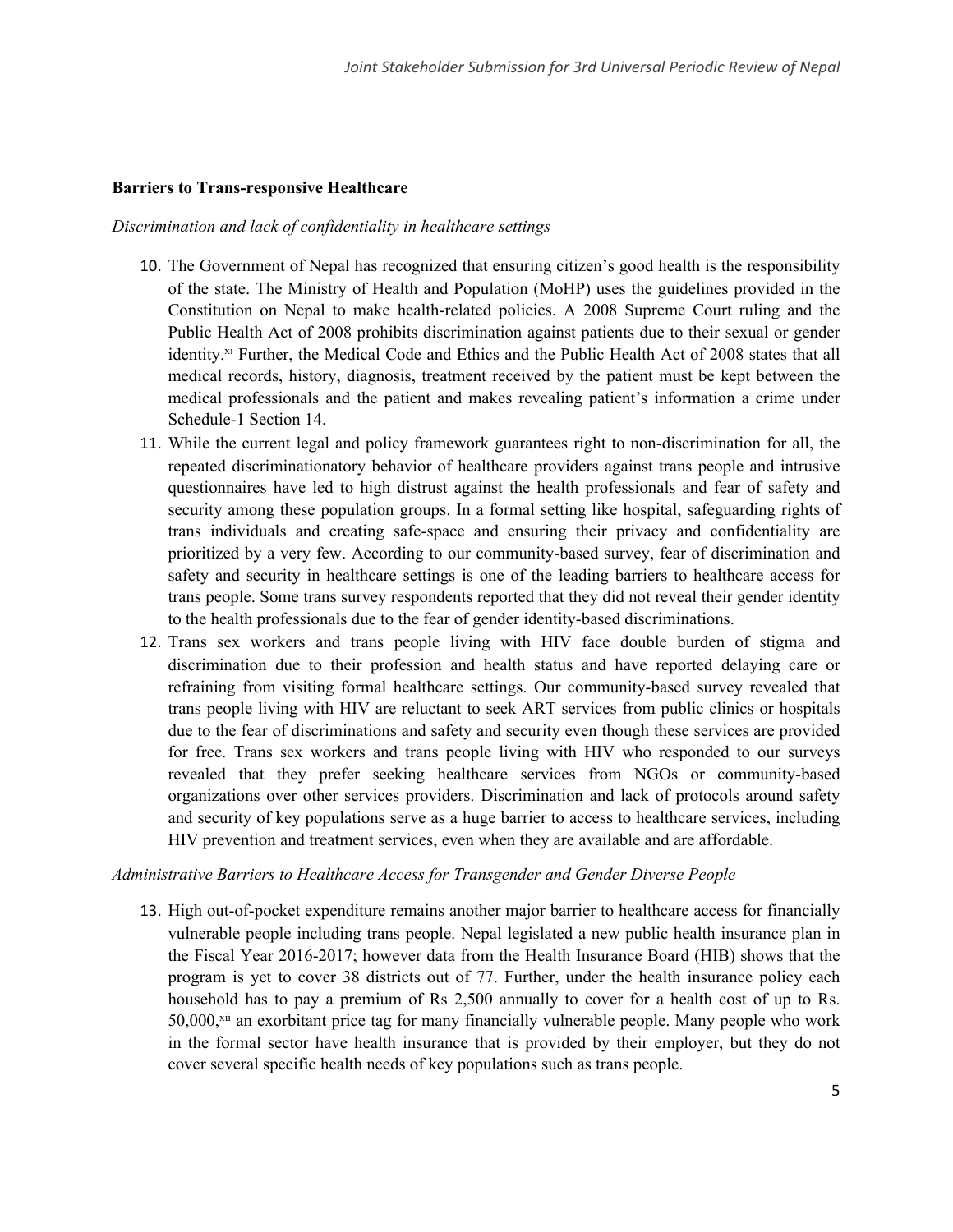**Barriers to Trans-responsive Healthcare**

*Discrimination and lack of confidentiality in healthcare settings*

10. The Government of Nepal has recognized that ensuring citizen's good health is the responsibility of the state. The Ministry of Health and Population (MoHP) uses the guidelines provided in the Constitution on Nepal to make health-related policies. A 2008 Supreme Court ruling and the Public Health Act of 2008 prohibits discrimination against patients due to their sexual or gender identity.[xi] Further, the Medical Code and Ethics and the Public Health Act of 2008 states that all medical records, history, diagnosis, treatment received by the patient must be kept between the medical professionals and the patient and makes revealing patient's information a crime under Schedule-1 Section 14.
11. While the current legal and policy framework guarantees right to non-discrimination for all, the repeated discriminationatory behavior of healthcare providers against trans people and intrusive questionnaires have led to high distrust against the health professionals and fear of safety and security among these population groups. In a formal setting like hospital, safeguarding rights of trans individuals and creating safe-space and ensuring their privacy and confidentiality are prioritized by a very few. According to our community-based survey, fear of discrimination and safety and security in healthcare settings is one of the leading barriers to healthcare access for trans people. Some trans survey respondents reported that they did not reveal their gender identity to the health professionals due to the fear of gender identity-based discriminations.
12. Trans sex workers and trans people living with HIV face double burden of stigma and discrimination due to their profession and health status and have reported delaying care or refraining from visiting formal healthcare settings. Our community-based survey revealed that trans people living with HIV are reluctant to seek ART services from public clinics or hospitals due to the fear of discriminations and safety and security even though these services are provided for free. Trans sex workers and trans people living with HIV who responded to our surveys revealed that they prefer seeking healthcare services from NGOs or community-based organizations over other services providers. Discrimination and lack of protocols around safety and security of key populations serve as a huge barrier to access to healthcare services, including HIV prevention and treatment services, even when they are available and are affordable.

*Administrative Barriers to Healthcare Access for Transgender and Gender Diverse People*

13. High out-of-pocket expenditure remains another major barrier to healthcare access for financially vulnerable people including trans people. Nepal legislated a new public health insurance plan in the Fiscal Year 2016-2017; however data from the Health Insurance Board (HIB) shows that the program is yet to cover 38 districts out of 77. Further, under the health insurance policy each household has to pay a premium of Rs 2,500 annually to cover for a health cost of up to Rs. 50,000,[xii] an exorbitant price tag for many financially vulnerable people. Many people who work in the formal sector have health insurance that is provided by their employer, but they do not cover several specific health needs of key populations such as trans people.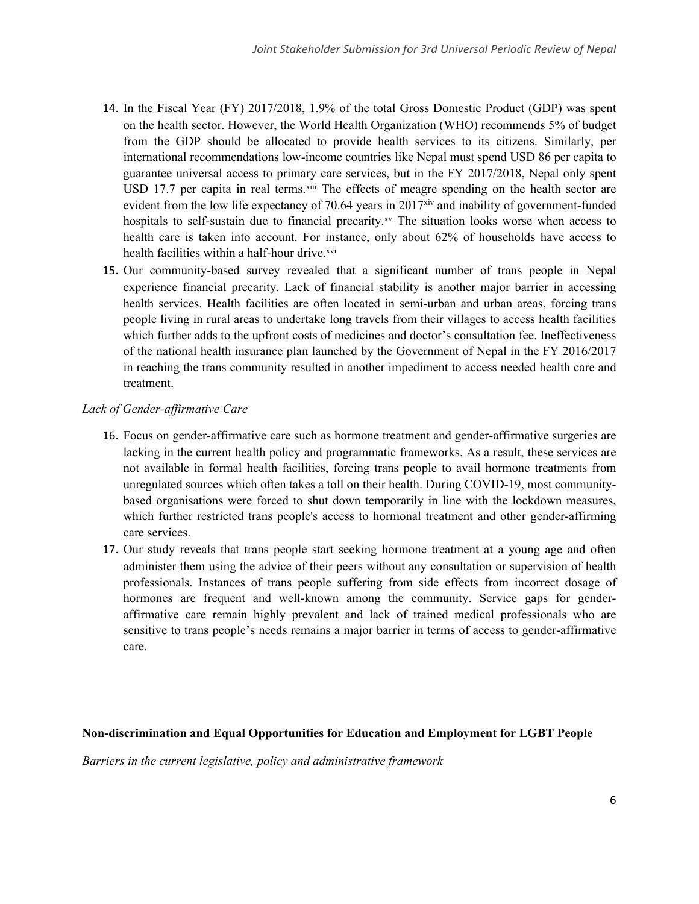14. In the Fiscal Year (FY) 2017/2018, 1.9% of the total Gross Domestic Product (GDP) was spent on the health sector. However, the World Health Organization (WHO) recommends 5% of budget from the GDP should be allocated to provide health services to its citizens. Similarly, per international recommendations low-income countries like Nepal must spend USD 86 per capita to guarantee universal access to primary care services, but in the FY 2017/2018, Nepal only spent USD 17.7 per capita in real terms.[xiii] The effects of meagre spending on the health sector are evident from the low life expectancy of 70.64 years in 2017[xiv] and inability of government-funded hospitals to self-sustain due to financial precarity.[xv] The situation looks worse when access to health care is taken into account. For instance, only about 62% of households have access to health facilities within a half-hour drive.[xvi]
15. Our community-based survey revealed that a significant number of trans people in Nepal experience financial precarity. Lack of financial stability is another major barrier in accessing health services. Health facilities are often located in semi-urban and urban areas, forcing trans people living in rural areas to undertake long travels from their villages to access health facilities which further adds to the upfront costs of medicines and doctor's consultation fee. Ineffectiveness of the national health insurance plan launched by the Government of Nepal in the FY 2016/2017 in reaching the trans community resulted in another impediment to access needed health care and treatment.

*Lack of Gender-affirmative Care*

16. Focus on gender-affirmative care such as hormone treatment and gender-affirmative surgeries are lacking in the current health policy and programmatic frameworks. As a result, these services are not available in formal health facilities, forcing trans people to avail hormone treatments from unregulated sources which often takes a toll on their health. During COVID-19, most community-based organisations were forced to shut down temporarily in line with the lockdown measures, which further restricted trans people's access to hormonal treatment and other gender-affirming care services.
17. Our study reveals that trans people start seeking hormone treatment at a young age and often administer them using the advice of their peers without any consultation or supervision of health professionals. Instances of trans people suffering from side effects from incorrect dosage of hormones are frequent and well-known among the community. Service gaps for gender-affirmative care remain highly prevalent and lack of trained medical professionals who are sensitive to trans people's needs remains a major barrier in terms of access to gender-affirmative care.

**Non-discrimination and Equal Opportunities for Education and Employment for LGBT People**

*Barriers in the current legislative, policy and administrative framework*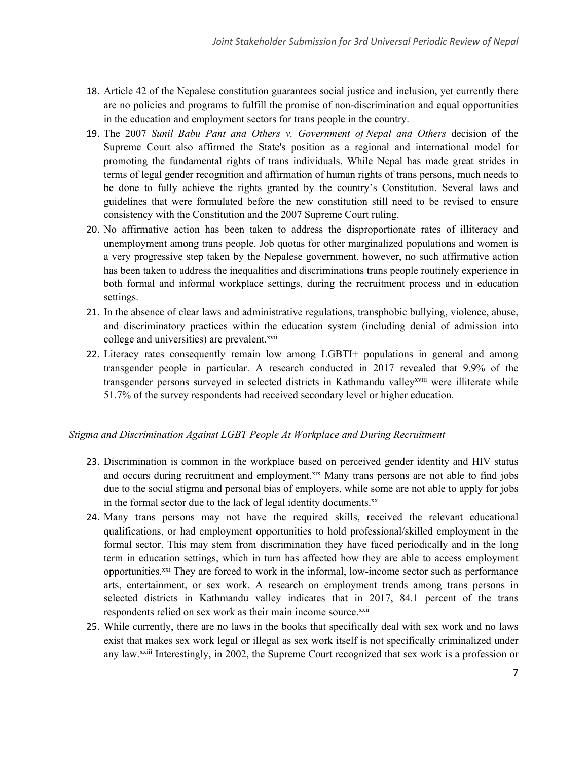18. Article 42 of the Nepalese constitution guarantees social justice and inclusion, yet currently there are no policies and programs to fulfill the promise of non-discrimination and equal opportunities in the education and employment sectors for trans people in the country.
19. The 2007 *Sunil Babu Pant and Others v. Government of Nepal and Others* decision of the Supreme Court also affirmed the State's position as a regional and international model for promoting the fundamental rights of trans individuals. While Nepal has made great strides in terms of legal gender recognition and affirmation of human rights of trans persons, much needs to be done to fully achieve the rights granted by the country's Constitution. Several laws and guidelines that were formulated before the new constitution still need to be revised to ensure consistency with the Constitution and the 2007 Supreme Court ruling.
20. No affirmative action has been taken to address the disproportionate rates of illiteracy and unemployment among trans people. Job quotas for other marginalized populations and women is a very progressive step taken by the Nepalese government, however, no such affirmative action has been taken to address the inequalities and discriminations trans people routinely experience in both formal and informal workplace settings, during the recruitment process and in education settings.
21. In the absence of clear laws and administrative regulations, transphobic bullying, violence, abuse, and discriminatory practices within the education system (including denial of admission into college and universities) are prevalent.[xvii]
22. Literacy rates consequently remain low among LGBTI+ populations in general and among transgender people in particular. A research conducted in 2017 revealed that 9.9% of the transgender persons surveyed in selected districts in Kathmandu valley[xviii] were illiterate while 51.7% of the survey respondents had received secondary level or higher education.

*Stigma and Discrimination Against LGBT People At Workplace and During Recruitment*

23. Discrimination is common in the workplace based on perceived gender identity and HIV status and occurs during recruitment and employment.[xix] Many trans persons are not able to find jobs due to the social stigma and personal bias of employers, while some are not able to apply for jobs in the formal sector due to the lack of legal identity documents.[xx]
24. Many trans persons may not have the required skills, received the relevant educational qualifications, or had employment opportunities to hold professional/skilled employment in the formal sector. This may stem from discrimination they have faced periodically and in the long term in education settings, which in turn has affected how they are able to access employment opportunities.[xxi] They are forced to work in the informal, low-income sector such as performance arts, entertainment, or sex work. A research on employment trends among trans persons in selected districts in Kathmandu valley indicates that in 2017, 84.1 percent of the trans respondents relied on sex work as their main income source.[xxii]
25. While currently, there are no laws in the books that specifically deal with sex work and no laws exist that makes sex work legal or illegal as sex work itself is not specifically criminalized under any law.[xxiii] Interestingly, in 2002, the Supreme Court recognized that sex work is a profession or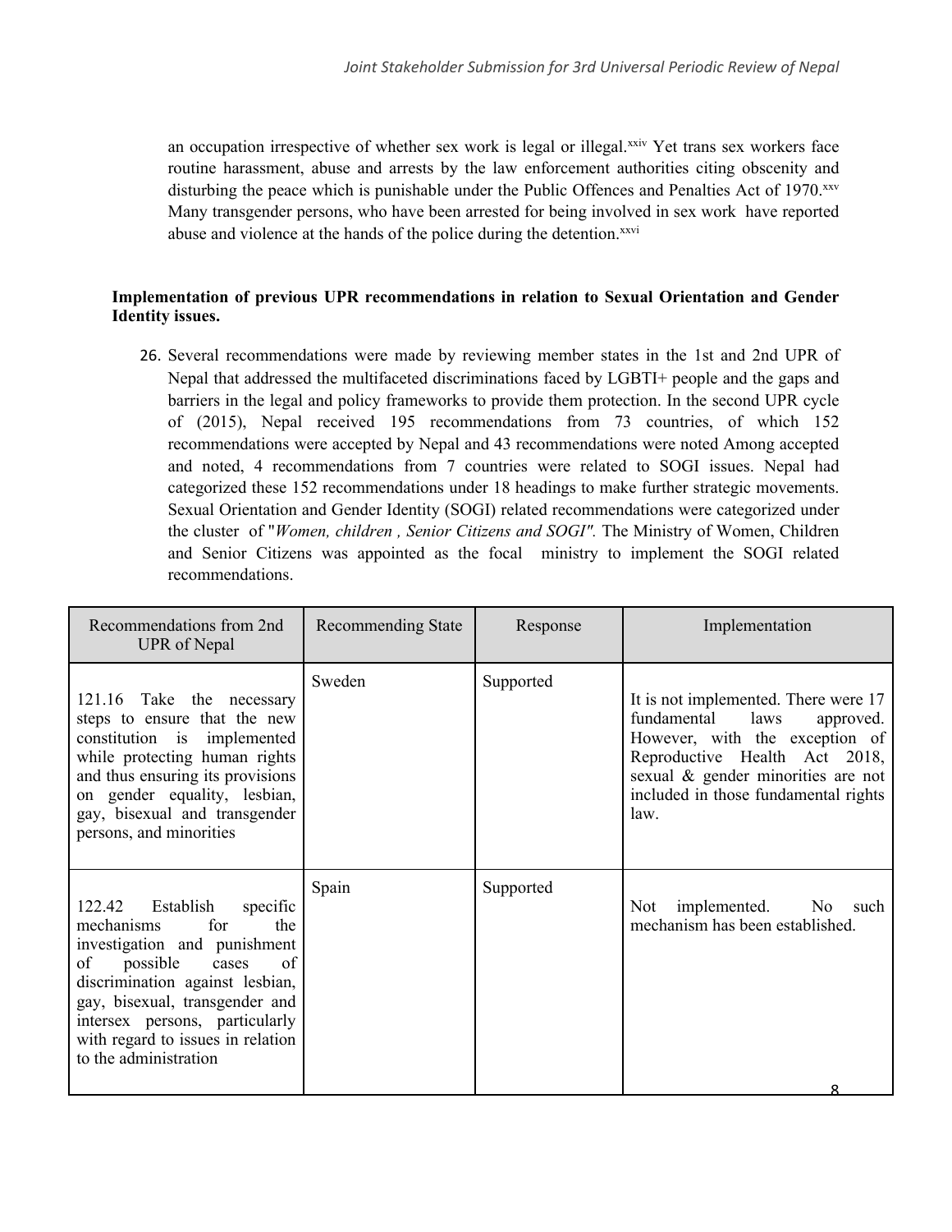an occupation irrespective of whether sex work is legal or illegal.[xxiv] Yet trans sex workers face routine harassment, abuse and arrests by the law enforcement authorities citing obscenity and disturbing the peace which is punishable under the Public Offences and Penalties Act of 1970.[xxv] Many transgender persons, who have been arrested for being involved in sex work have reported abuse and violence at the hands of the police during the detention.[xxvi]

**Implementation of previous UPR recommendations in relation to Sexual Orientation and Gender Identity issues.**

26. Several recommendations were made by reviewing member states in the 1st and 2nd UPR of Nepal that addressed the multifaceted discriminations faced by LGBTI+ people and the gaps and barriers in the legal and policy frameworks to provide them protection. In the second UPR cycle of (2015), Nepal received 195 recommendations from 73 countries, of which 152 recommendations were accepted by Nepal and 43 recommendations were noted Among accepted and noted, 4 recommendations from 7 countries were related to SOGI issues. Nepal had categorized these 152 recommendations under 18 headings to make further strategic movements. Sexual Orientation and Gender Identity (SOGI) related recommendations were categorized under the cluster of "*Women, children , Senior Citizens and SOGI".* The Ministry of Women, Children and Senior Citizens was appointed as the focal ministry to implement the SOGI related recommendations.

| Recommendations from 2nd UPR of Nepal | Recommending State | Response | Implementation |
|---|---|---|---|
| 121.16 Take the necessary steps to ensure that the new constitution is implemented while protecting human rights and thus ensuring its provisions on gender equality, lesbian, gay, bisexual and transgender persons, and minorities | Sweden | Supported | It is not implemented. There were 17 fundamental laws approved. However, with the exception of Reproductive Health Act 2018, sexual & gender minorities are not included in those fundamental rights law. |
| 122.42 Establish specific mechanisms for the investigation and punishment of possible cases of discrimination against lesbian, gay, bisexual, transgender and intersex persons, particularly with regard to issues in relation to the administration | Spain | Supported | Not implemented. No such mechanism has been established. |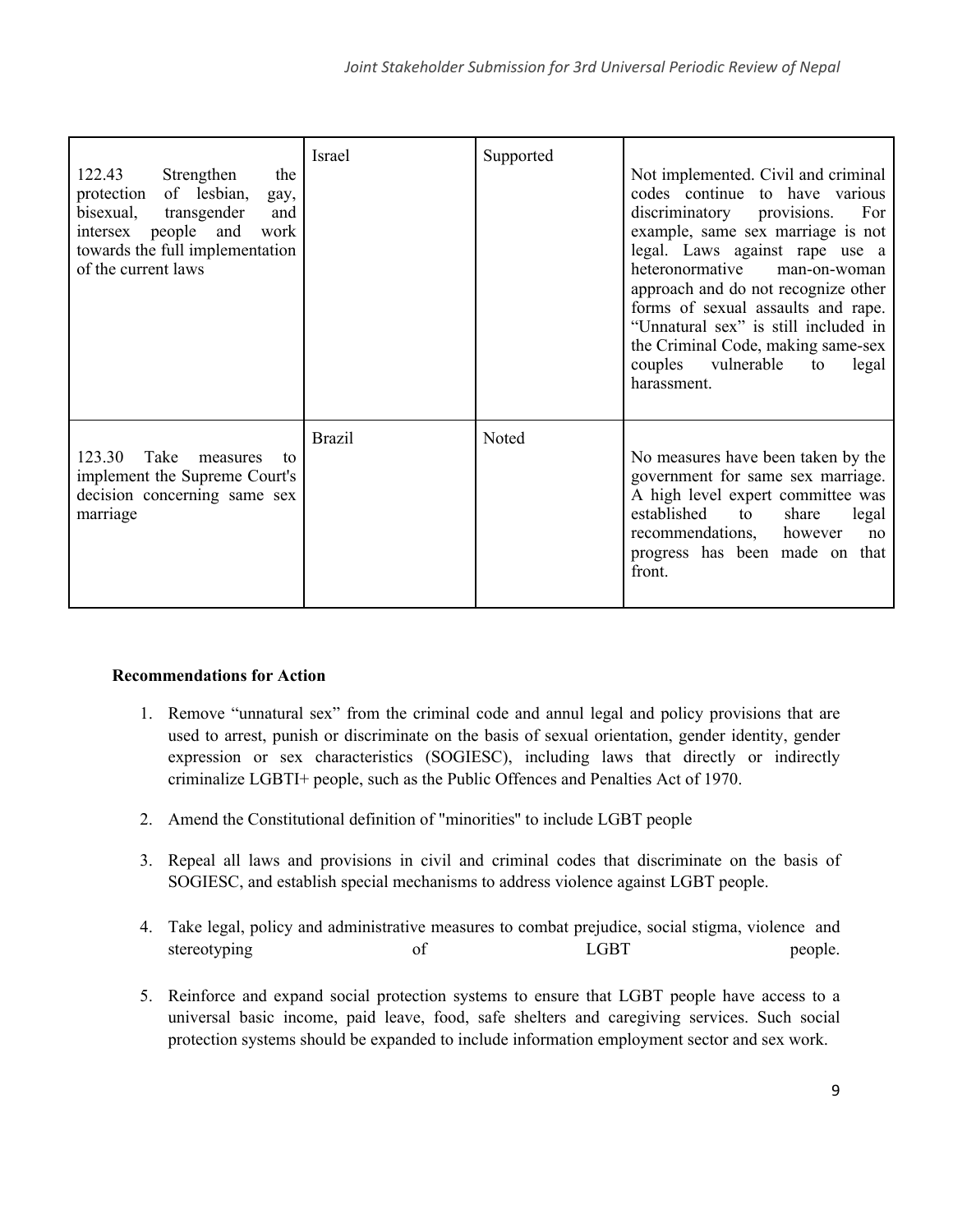| | | | |
|---|---|---|---|
| 122.43 Strengthen the protection of lesbian, gay, bisexual, transgender and intersex people and work towards the full implementation of the current laws | Israel | Supported | Not implemented. Civil and criminal codes continue to have various discriminatory provisions. For example, same sex marriage is not legal. Laws against rape use a heteronormative man-on-woman approach and do not recognize other forms of sexual assaults and rape. "Unnatural sex" is still included in the Criminal Code, making same-sex couples vulnerable to legal harassment. |
| 123.30 Take measures to implement the Supreme Court's decision concerning same sex marriage | Brazil | Noted | No measures have been taken by the government for same sex marriage. A high level expert committee was established to share legal recommendations, however no progress has been made on that front. |

**Recommendations for Action**

1. Remove "unnatural sex" from the criminal code and annul legal and policy provisions that are used to arrest, punish or discriminate on the basis of sexual orientation, gender identity, gender expression or sex characteristics (SOGIESC), including laws that directly or indirectly criminalize LGBTI+ people, such as the Public Offences and Penalties Act of 1970.

2. Amend the Constitutional definition of "minorities" to include LGBT people

3. Repeal all laws and provisions in civil and criminal codes that discriminate on the basis of SOGIESC, and establish special mechanisms to address violence against LGBT people.

4. Take legal, policy and administrative measures to combat prejudice, social stigma, violence and stereotyping of LGBT people.

5. Reinforce and expand social protection systems to ensure that LGBT people have access to a universal basic income, paid leave, food, safe shelters and caregiving services. Such social protection systems should be expanded to include information employment sector and sex work.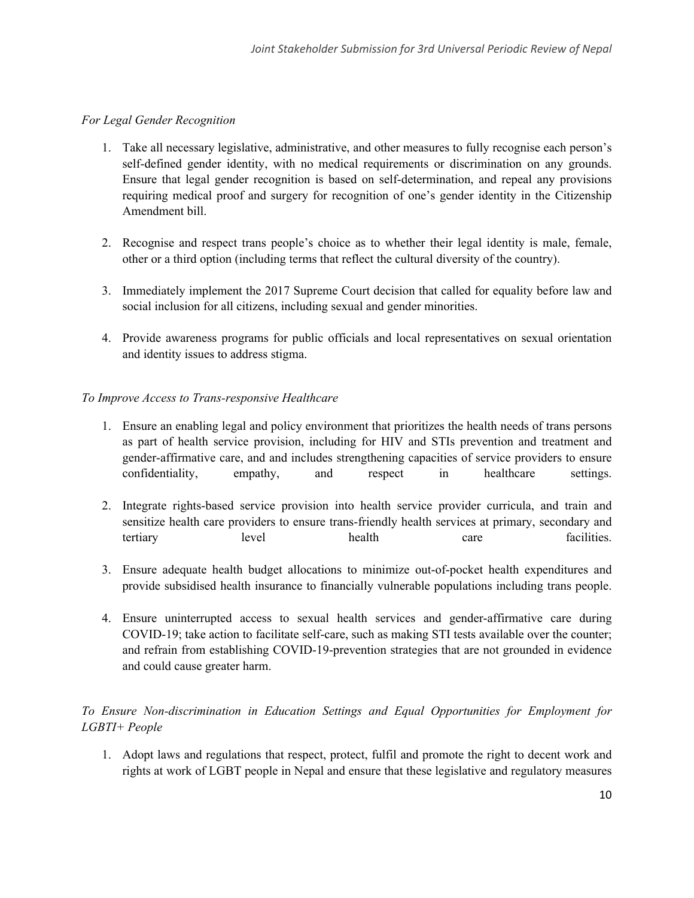*For Legal Gender Recognition*

1. Take all necessary legislative, administrative, and other measures to fully recognise each person's self-defined gender identity, with no medical requirements or discrimination on any grounds. Ensure that legal gender recognition is based on self-determination, and repeal any provisions requiring medical proof and surgery for recognition of one's gender identity in the Citizenship Amendment bill.

2. Recognise and respect trans people's choice as to whether their legal identity is male, female, other or a third option (including terms that reflect the cultural diversity of the country).

3. Immediately implement the 2017 Supreme Court decision that called for equality before law and social inclusion for all citizens, including sexual and gender minorities.

4. Provide awareness programs for public officials and local representatives on sexual orientation and identity issues to address stigma.

*To Improve Access to Trans-responsive Healthcare*

1. Ensure an enabling legal and policy environment that prioritizes the health needs of trans persons as part of health service provision, including for HIV and STIs prevention and treatment and gender-affirmative care, and and includes strengthening capacities of service providers to ensure confidentiality, empathy, and respect in healthcare settings.

2. Integrate rights-based service provision into health service provider curricula, and train and sensitize health care providers to ensure trans-friendly health services at primary, secondary and tertiary level health care facilities.

3. Ensure adequate health budget allocations to minimize out-of-pocket health expenditures and provide subsidised health insurance to financially vulnerable populations including trans people.

4. Ensure uninterrupted access to sexual health services and gender-affirmative care during COVID-19; take action to facilitate self-care, such as making STI tests available over the counter; and refrain from establishing COVID-19-prevention strategies that are not grounded in evidence and could cause greater harm.

*To Ensure Non-discrimination in Education Settings and Equal Opportunities for Employment for LGBTI+ People*

1. Adopt laws and regulations that respect, protect, fulfil and promote the right to decent work and rights at work of LGBT people in Nepal and ensure that these legislative and regulatory measures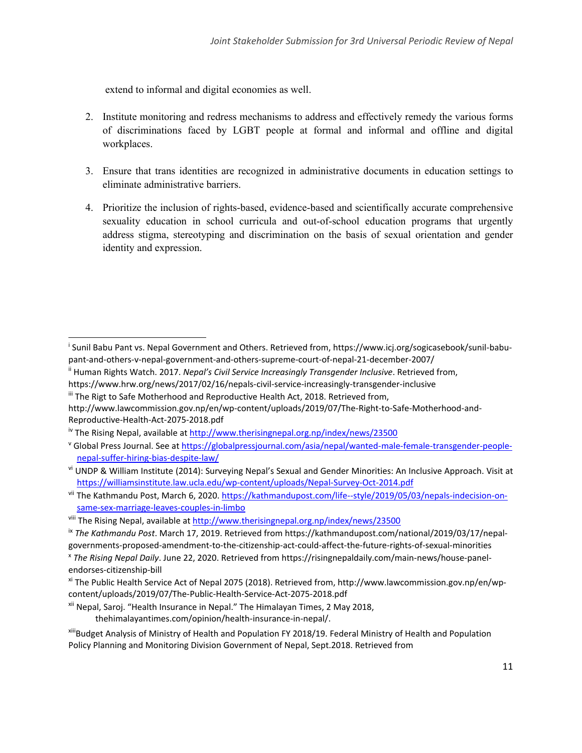extend to informal and digital economies as well.

2. Institute monitoring and redress mechanisms to address and effectively remedy the various forms of discriminations faced by LGBT people at formal and informal and offline and digital workplaces.

3. Ensure that trans identities are recognized in administrative documents in education settings to eliminate administrative barriers.

4. Prioritize the inclusion of rights-based, evidence-based and scientifically accurate comprehensive sexuality education in school curricula and out-of-school education programs that urgently address stigma, stereotyping and discrimination on the basis of sexual orientation and gender identity and expression.

---

[i] Sunil Babu Pant vs. Nepal Government and Others. Retrieved from, https://www.icj.org/sogicasebook/sunil-babu-pant-and-others-v-nepal-government-and-others-supreme-court-of-nepal-21-december-2007/

[ii] Human Rights Watch. 2017. *Nepal's Civil Service Increasingly Transgender Inclusive*. Retrieved from, https://www.hrw.org/news/2017/02/16/nepals-civil-service-increasingly-transgender-inclusive

[iii] The Rigt to Safe Motherhood and Reproductive Health Act, 2018. Retrieved from, http://www.lawcommission.gov.np/en/wp-content/uploads/2019/07/The-Right-to-Safe-Motherhood-and-Reproductive-Health-Act-2075-2018.pdf

[iv] The Rising Nepal, available at http://www.therisingnepal.org.np/index/news/23500

[v] Global Press Journal. See at https://globalpressjournal.com/asia/nepal/wanted-male-female-transgender-people-nepal-suffer-hiring-bias-despite-law/

[vi] UNDP & William Institute (2014): Surveying Nepal's Sexual and Gender Minorities: An Inclusive Approach. Visit at https://williamsinstitute.law.ucla.edu/wp-content/uploads/Nepal-Survey-Oct-2014.pdf

[vii] The Kathmandu Post, March 6, 2020. https://kathmandupost.com/life--style/2019/05/03/nepals-indecision-on-same-sex-marriage-leaves-couples-in-limbo

[viii] The Rising Nepal, available at http://www.therisingnepal.org.np/index/news/23500

[ix] *The Kathmandu Post*. March 17, 2019. Retrieved from https://kathmandupost.com/national/2019/03/17/nepal-governments-proposed-amendment-to-the-citizenship-act-could-affect-the-future-rights-of-sexual-minorities

[x] *The Rising Nepal Daily*. June 22, 2020. Retrieved from https://risingnepaldaily.com/main-news/house-panel-endorses-citizenship-bill

[xi] The Public Health Service Act of Nepal 2075 (2018). Retrieved from, http://www.lawcommission.gov.np/en/wp-content/uploads/2019/07/The-Public-Health-Service-Act-2075-2018.pdf

[xii] Nepal, Saroj. "Health Insurance in Nepal." The Himalayan Times, 2 May 2018, thehimalayantimes.com/opinion/health-insurance-in-nepal/.

[xiii] Budget Analysis of Ministry of Health and Population FY 2018/19. Federal Ministry of Health and Population Policy Planning and Monitoring Division Government of Nepal, Sept.2018. Retrieved from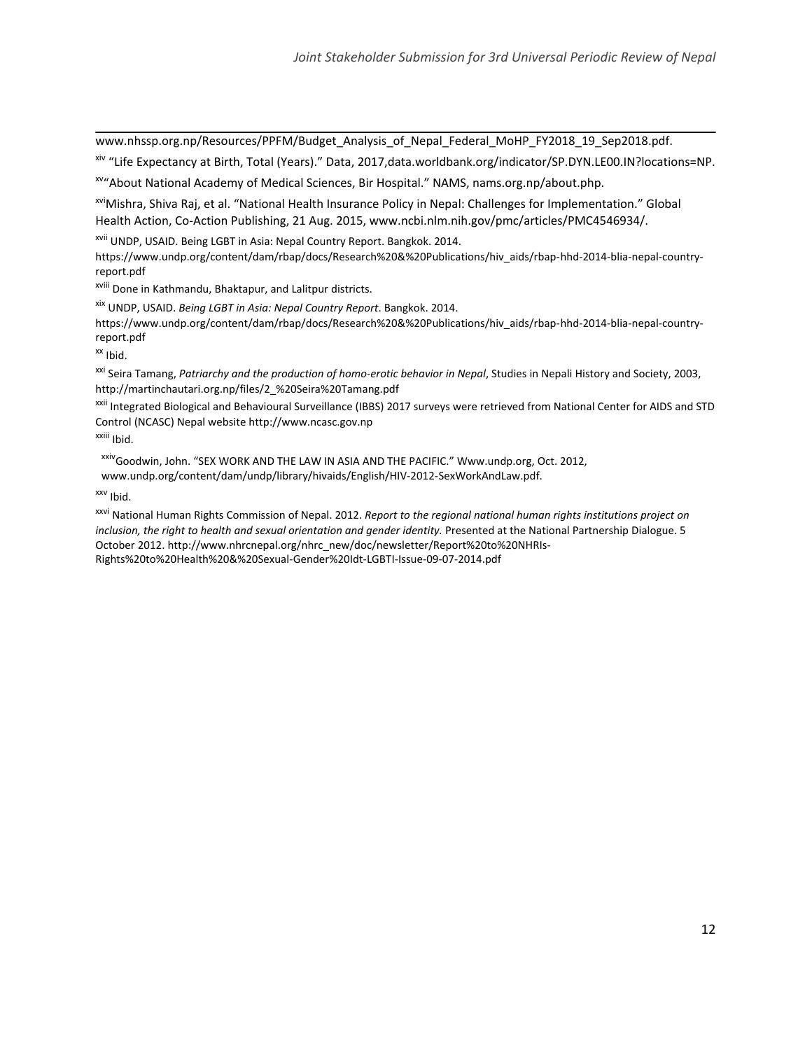www.nhssp.org.np/Resources/PPFM/Budget_Analysis_of_Nepal_Federal_MoHP_FY2018_19_Sep2018.pdf.

[xiv] "Life Expectancy at Birth, Total (Years)." Data, 2017,data.worldbank.org/indicator/SP.DYN.LE00.IN?locations=NP.

[xv] "About National Academy of Medical Sciences, Bir Hospital." NAMS, nams.org.np/about.php.

[xvi] Mishra, Shiva Raj, et al. "National Health Insurance Policy in Nepal: Challenges for Implementation." Global Health Action, Co-Action Publishing, 21 Aug. 2015, www.ncbi.nlm.nih.gov/pmc/articles/PMC4546934/.

[xvii] UNDP, USAID. Being LGBT in Asia: Nepal Country Report. Bangkok. 2014. https://www.undp.org/content/dam/rbap/docs/Research%20&%20Publications/hiv_aids/rbap-hhd-2014-blia-nepal-country-report.pdf

[xviii] Done in Kathmandu, Bhaktapur, and Lalitpur districts.

[xix] UNDP, USAID. *Being LGBT in Asia: Nepal Country Report*. Bangkok. 2014. https://www.undp.org/content/dam/rbap/docs/Research%20&%20Publications/hiv_aids/rbap-hhd-2014-blia-nepal-country-report.pdf

[xx] Ibid.

[xxi] Seira Tamang, *Patriarchy and the production of homo-erotic behavior in Nepal*, Studies in Nepali History and Society, 2003, http://martinchautari.org.np/files/2_%20Seira%20Tamang.pdf

[xxii] Integrated Biological and Behavioural Surveillance (IBBS) 2017 surveys were retrieved from National Center for AIDS and STD Control (NCASC) Nepal website http://www.ncasc.gov.np

[xxiii] Ibid.

[xxiv] Goodwin, John. "SEX WORK AND THE LAW IN ASIA AND THE PACIFIC." Www.undp.org, Oct. 2012, www.undp.org/content/dam/undp/library/hivaids/English/HIV-2012-SexWorkAndLaw.pdf.

[xxv] Ibid.

[xxvi] National Human Rights Commission of Nepal. 2012. *Report to the regional national human rights institutions project on inclusion, the right to health and sexual orientation and gender identity.* Presented at the National Partnership Dialogue. 5 October 2012. http://www.nhrcnepal.org/nhrc_new/doc/newsletter/Report%20to%20NHRIs-Rights%20to%20Health%20&%20Sexual-Gender%20Idt-LGBTI-Issue-09-07-2014.pdf